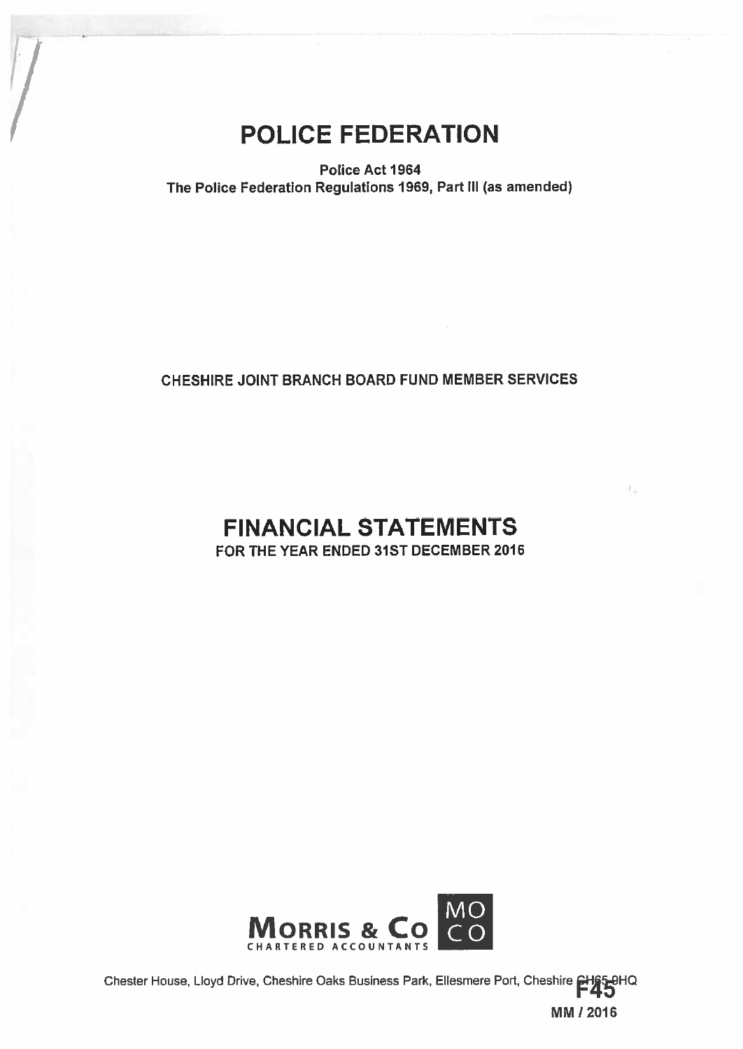# POLICE FEDERATION

**Police Act 1964**
**The Police Federation Regulations 1969, Part III (as amended)**

**CHESHIRE JOINT BRANCH BOARD FUND MEMBER SERVICES**

# FINANCIAL STATEMENTS

**FOR THE YEAR ENDED 31ST DECEMBER 2016**

**MORRIS & CO**
CHARTERED ACCOUNTANTS

Chester House, Lloyd Drive, Cheshire Oaks Business Park, Ellesmere Port, Cheshire CH65 9HQ

**F45**

**MM / 2016**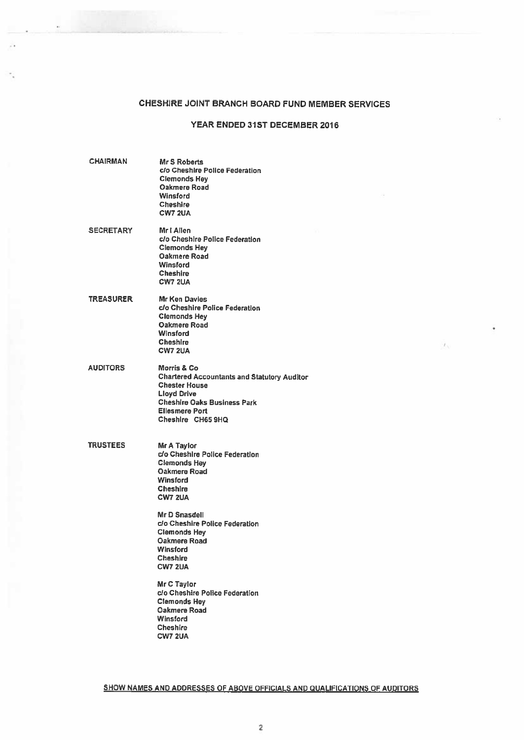# CHESHIRE JOINT BRANCH BOARD FUND MEMBER SERVICES

## YEAR ENDED 31ST DECEMBER 2016

| | |
|---|---|
| **CHAIRMAN** | **Mr S Roberts**<br>c/o Cheshire Police Federation<br>Clemonds Hey<br>Oakmere Road<br>Winsford<br>Cheshire<br>CW7 2UA |
| **SECRETARY** | **Mr I Allen**<br>c/o Cheshire Police Federation<br>Clemonds Hey<br>Oakmere Road<br>Winsford<br>Cheshire<br>CW7 2UA |
| **TREASURER** | **Mr Ken Davies**<br>c/o Cheshire Police Federation<br>Clemonds Hey<br>Oakmere Road<br>Winsford<br>Cheshire<br>CW7 2UA |
| **AUDITORS** | **Morris & Co**<br>Chartered Accountants and Statutory Auditor<br>Chester House<br>Lloyd Drive<br>Cheshire Oaks Business Park<br>Ellesmere Port<br>Cheshire CH65 9HQ |
| **TRUSTEES** | **Mr A Taylor**<br>c/o Cheshire Police Federation<br>Clemonds Hey<br>Oakmere Road<br>Winsford<br>Cheshire<br>CW7 2UA<br><br>**Mr D Snasdell**<br>c/o Cheshire Police Federation<br>Clemonds Hey<br>Oakmere Road<br>Winsford<br>Cheshire<br>CW7 2UA<br><br>**Mr C Taylor**<br>c/o Cheshire Police Federation<br>Clemonds Hey<br>Oakmere Road<br>Winsford<br>Cheshire<br>CW7 2UA |

**SHOW NAMES AND ADDRESSES OF ABOVE OFFICIALS AND QUALIFICATIONS OF AUDITORS**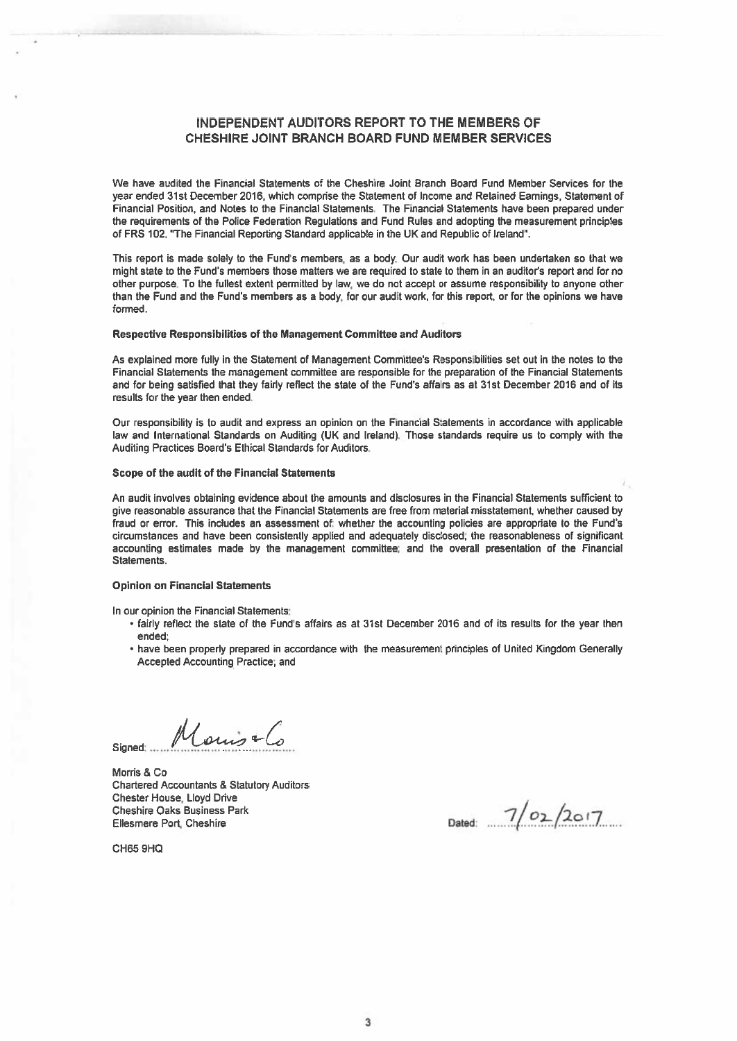# INDEPENDENT AUDITORS REPORT TO THE MEMBERS OF CHESHIRE JOINT BRANCH BOARD FUND MEMBER SERVICES

We have audited the Financial Statements of the Cheshire Joint Branch Board Fund Member Services for the year ended 31st December 2016, which comprise the Statement of Income and Retained Earnings, Statement of Financial Position, and Notes to the Financial Statements. The Financial Statements have been prepared under the requirements of the Police Federation Regulations and Fund Rules and adopting the measurement principles of FRS 102, "The Financial Reporting Standard applicable in the UK and Republic of Ireland".

This report is made solely to the Fund's members, as a body. Our audit work has been undertaken so that we might state to the Fund's members those matters we are required to state to them in an auditor's report and for no other purpose. To the fullest extent permitted by law, we do not accept or assume responsibility to anyone other than the Fund and the Fund's members as a body, for our audit work, for this report, or for the opinions we have formed.

**Respective Responsibilities of the Management Committee and Auditors**

As explained more fully in the Statement of Management Committee's Responsibilities set out in the notes to the Financial Statements the management committee are responsible for the preparation of the Financial Statements and for being satisfied that they fairly reflect the state of the Fund's affairs as at 31st December 2016 and of its results for the year then ended.

Our responsibility is to audit and express an opinion on the Financial Statements in accordance with applicable law and International Standards on Auditing (UK and Ireland). Those standards require us to comply with the Auditing Practices Board's Ethical Standards for Auditors.

**Scope of the audit of the Financial Statements**

An audit involves obtaining evidence about the amounts and disclosures in the Financial Statements sufficient to give reasonable assurance that the Financial Statements are free from material misstatement, whether caused by fraud or error. This includes an assessment of: whether the accounting policies are appropriate to the Fund's circumstances and have been consistently applied and adequately disclosed; the reasonableness of significant accounting estimates made by the management committee; and the overall presentation of the Financial Statements.

**Opinion on Financial Statements**

In our opinion the Financial Statements:

- fairly reflect the state of the Fund's affairs as at 31st December 2016 and of its results for the year then ended;
- have been properly prepared in accordance with the measurement principles of United Kingdom Generally Accepted Accounting Practice; and

Signed: Morris & Co

Morris & Co
Chartered Accountants & Statutory Auditors
Chester House, Lloyd Drive
Cheshire Oaks Business Park
Ellesmere Port, Cheshire

CH65 9HQ

Dated: 7/02/2017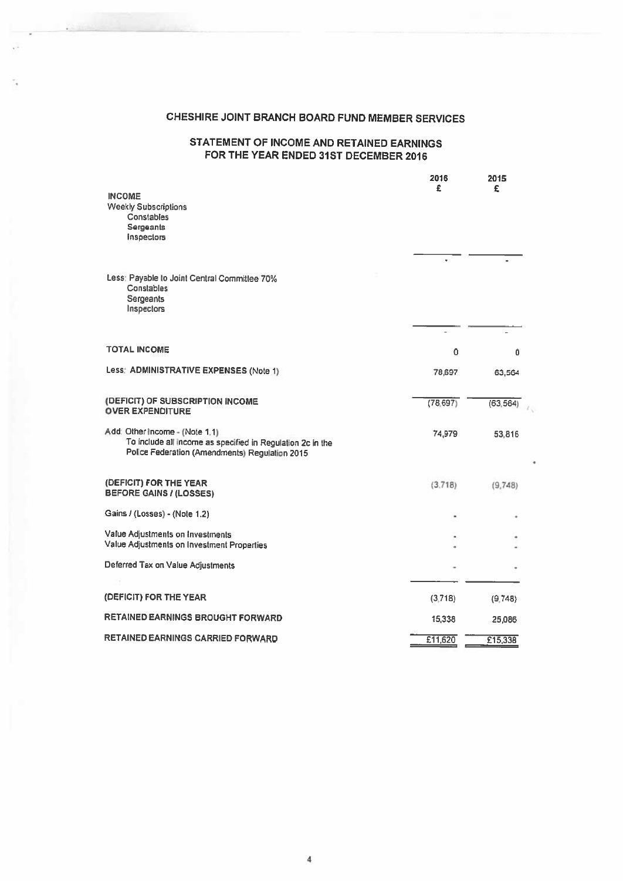# CHESHIRE JOINT BRANCH BOARD FUND MEMBER SERVICES

## STATEMENT OF INCOME AND RETAINED EARNINGS FOR THE YEAR ENDED 31ST DECEMBER 2016

| | 2016 £ | 2015 £ |
|---|---|---|
| **INCOME** | | |
| Weekly Subscriptions | | |
| Constables | | |
| Sergeants | | |
| Inspectors | | |
| | - | - |
| Less: Payable to Joint Central Committee 70% | | |
| Constables | | |
| Sergeants | | |
| Inspectors | | |
| | - | - |
| **TOTAL INCOME** | 0 | 0 |
| Less: **ADMINISTRATIVE EXPENSES** (Note 1) | 78,697 | 63,564 |
| **(DEFICIT) OF SUBSCRIPTION INCOME OVER EXPENDITURE** | (78,697) | (63,564) |
| Add: Other Income - (Note 1.1) To include all income as specified in Regulation 2c in the Police Federation (Amendments) Regulation 2015 | 74,979 | 53,816 |
| **(DEFICIT) FOR THE YEAR BEFORE GAINS / (LOSSES)** | (3,718) | (9,748) |
| Gains / (Losses) - (Note 1.2) | - | - |
| Value Adjustments on Investments | - | - |
| Value Adjustments on Investment Properties | - | - |
| Deferred Tax on Value Adjustments | - | - |
| **(DEFICIT) FOR THE YEAR** | (3,718) | (9,748) |
| **RETAINED EARNINGS BROUGHT FORWARD** | 15,338 | 25,086 |
| **RETAINED EARNINGS CARRIED FORWARD** | £11,620 | £15,338 |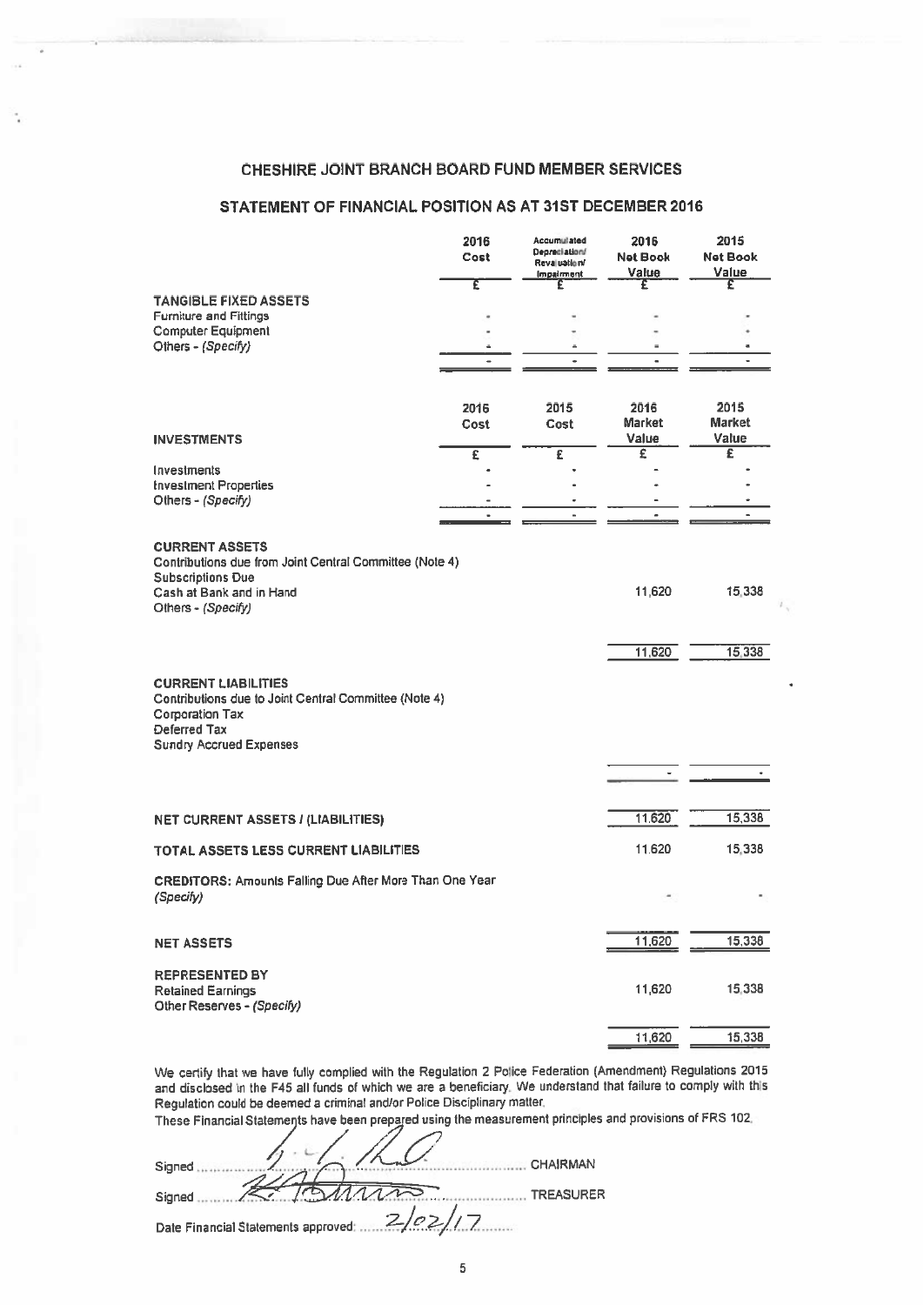# CHESHIRE JOINT BRANCH BOARD FUND MEMBER SERVICES

## STATEMENT OF FINANCIAL POSITION AS AT 31ST DECEMBER 2016

| | 2016 Cost | Accumulated Depreciation/ Revaluation/ Impairment | 2016 Net Book Value | 2015 Net Book Value |
|---|---|---|---|---|
| | £ | £ | £ | £ |
| **TANGIBLE FIXED ASSETS** | | | | |
| Furniture and Fittings | - | - | - | - |
| Computer Equipment | - | - | - | - |
| Others - *(Specify)* | - | - | - | - |
| | - | - | - | - |

| | 2016 Cost | 2015 Cost | 2016 Market Value | 2015 Market Value |
|---|---|---|---|---|
| **INVESTMENTS** | £ | £ | £ | £ |
| Investments | - | - | - | - |
| Investment Properties | - | - | - | - |
| Others - *(Specify)* | - | - | - | - |
| | - | - | - | - |

| | 2016 | 2015 |
|---|---|---|
| **CURRENT ASSETS** | | |
| Contributions due from Joint Central Committee (Note 4) | | |
| Subscriptions Due | | |
| Cash at Bank and in Hand | 11,620 | 15,338 |
| Others - *(Specify)* | | |
| | 11,620 | 15,338 |
| **CURRENT LIABILITIES** | | |
| Contributions due to Joint Central Committee (Note 4) | | |
| Corporation Tax | | |
| Deferred Tax | | |
| Sundry Accrued Expenses | | |
| | - | - |
| **NET CURRENT ASSETS / (LIABILITIES)** | 11,620 | 15,338 |
| **TOTAL ASSETS LESS CURRENT LIABILITIES** | 11,620 | 15,338 |
| **CREDITORS:** Amounts Falling Due After More Than One Year *(Specify)* | - | - |
| **NET ASSETS** | 11,620 | 15,338 |
| **REPRESENTED BY** | | |
| Retained Earnings | 11,620 | 15,338 |
| Other Reserves - *(Specify)* | | |
| | 11,620 | 15,338 |

We certify that we have fully complied with the Regulation 2 Police Federation (Amendment) Regulations 2015 and disclosed in the F45 all funds of which we are a beneficiary. We understand that failure to comply with this Regulation could be deemed a criminal and/or Police Disciplinary matter.

These Financial Statements have been prepared using the measurement principles and provisions of FRS 102.

Signed .................................................... CHAIRMAN

Signed .................................................... TREASURER

Date Financial Statements approved: 2/02/17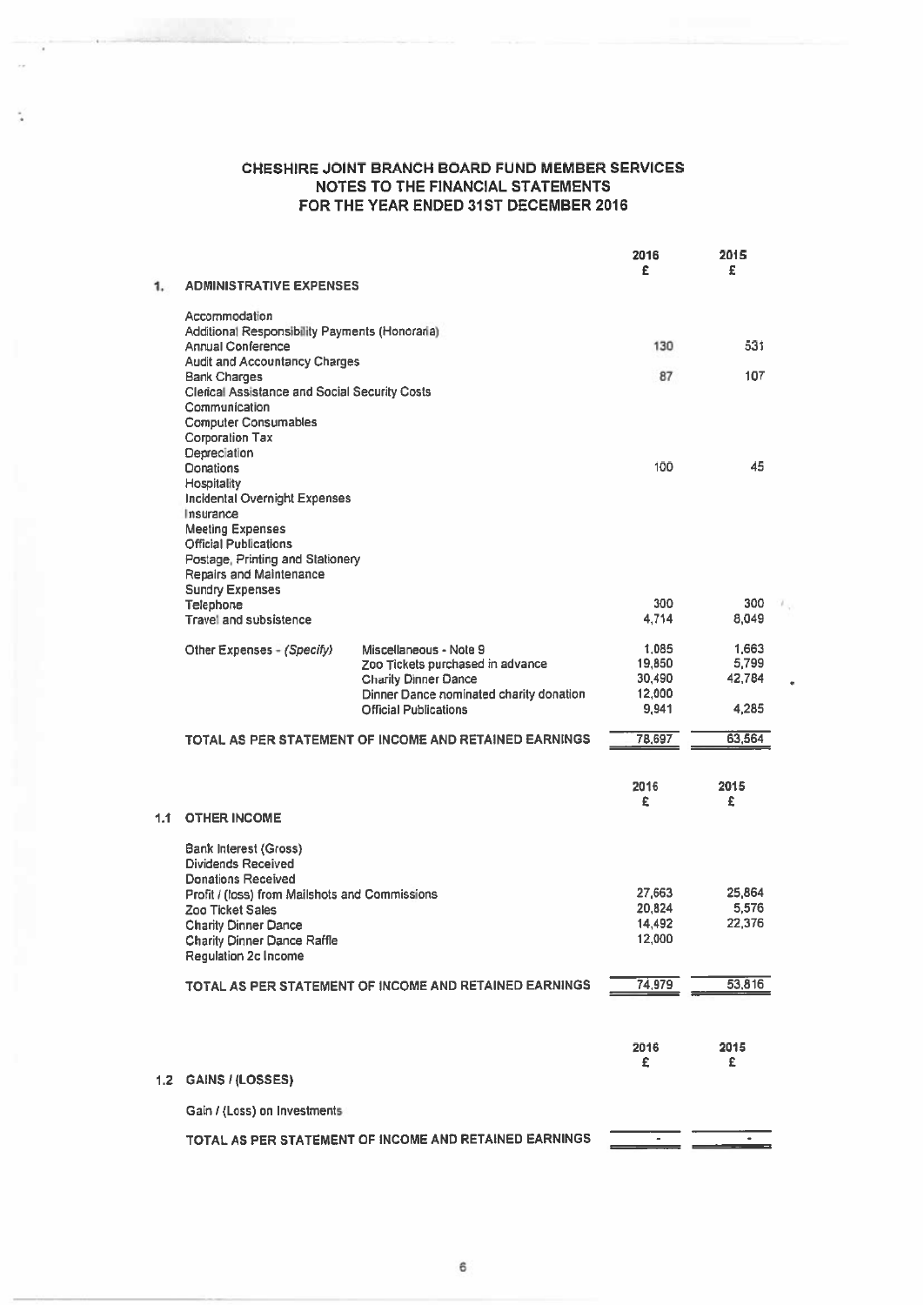# CHESHIRE JOINT BRANCH BOARD FUND MEMBER SERVICES
## NOTES TO THE FINANCIAL STATEMENTS
## FOR THE YEAR ENDED 31ST DECEMBER 2016

| | | 2016 £ | 2015 £ |
|---|---|---|---|
| **1. ADMINISTRATIVE EXPENSES** | | | |
| Accommodation | | | |
| Additional Responsibility Payments (Honoraria) | | | |
| Annual Conference | | 130 | 531 |
| Audit and Accountancy Charges | | | |
| Bank Charges | | 87 | 107 |
| Clerical Assistance and Social Security Costs | | | |
| Communication | | | |
| Computer Consumables | | | |
| Corporation Tax | | | |
| Depreciation | | | |
| Donations | | 100 | 45 |
| Hospitality | | | |
| Incidental Overnight Expenses | | | |
| Insurance | | | |
| Meeting Expenses | | | |
| Official Publications | | | |
| Postage, Printing and Stationery | | | |
| Repairs and Maintenance | | | |
| Sundry Expenses | | | |
| Telephone | | 300 | 300 |
| Travel and subsistence | | 4,714 | 8,049 |
| Other Expenses - *(Specify)* | Miscellaneous - Note 9 | 1,085 | 1,663 |
| | Zoo Tickets purchased in advance | 19,850 | 5,799 |
| | Charity Dinner Dance | 30,490 | 42,784 |
| | Dinner Dance nominated charity donation | 12,000 | |
| | Official Publications | 9,941 | 4,285 |
| **TOTAL AS PER STATEMENT OF INCOME AND RETAINED EARNINGS** | | 78,697 | 63,564 |

| | 2016 £ | 2015 £ |
|---|---|---|
| **1.1 OTHER INCOME** | | |
| Bank Interest (Gross) | | |
| Dividends Received | | |
| Donations Received | | |
| Profit / (loss) from Mailshots and Commissions | 27,663 | 25,864 |
| Zoo Ticket Sales | 20,824 | 5,576 |
| Charity Dinner Dance | 14,492 | 22,376 |
| Charity Dinner Dance Raffle | 12,000 | |
| Regulation 2c Income | | |
| **TOTAL AS PER STATEMENT OF INCOME AND RETAINED EARNINGS** | 74,979 | 53,816 |

| | 2016 £ | 2015 £ |
|---|---|---|
| **1.2 GAINS / (LOSSES)** | | |
| Gain / (Loss) on Investments | | |
| **TOTAL AS PER STATEMENT OF INCOME AND RETAINED EARNINGS** | - | - |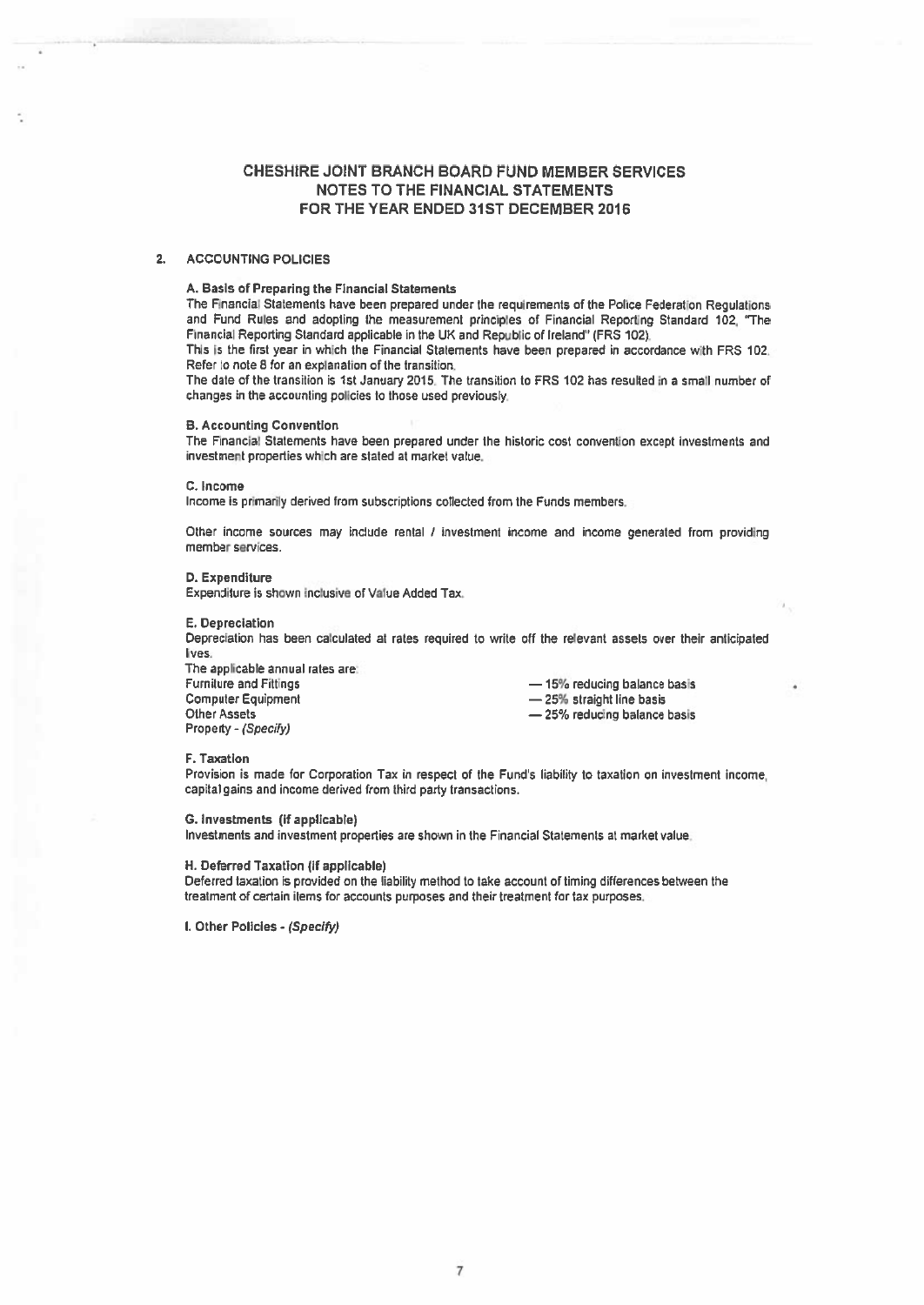# CHESHIRE JOINT BRANCH BOARD FUND MEMBER SERVICES
## NOTES TO THE FINANCIAL STATEMENTS
## FOR THE YEAR ENDED 31ST DECEMBER 2016

### 2. ACCCUNTING POLICIES

**A. Basis of Preparing the Financial Statements**

The Financial Statements have been prepared under the requirements of the Police Federation Regulations and Fund Rules and adopting the measurement principles of Financial Reporting Standard 102, "The Financial Reporting Standard applicable in the UK and Republic of Ireland" (FRS 102).

This is the first year in which the Financial Statements have been prepared in accordance with FRS 102. Refer to note 8 for an explanation of the transition.

The date of the transition is 1st January 2015. The transition to FRS 102 has resulted in a small number of changes in the accounting policies to those used previously.

**B. Accounting Convention**

The Financial Statements have been prepared under the historic cost convention except investments and investment properties which are stated at market value.

**C. Income**

Income is primarily derived from subscriptions collected from the Funds members.

Other income sources may include rental / investment income and income generated from providing member services.

**D. Expenditure**

Expenditure is shown inclusive of Value Added Tax.

**E. Depreciation**

Depreciation has been calculated at rates required to write off the relevant assets over their anticipated lives.

The applicable annual rates are:

| | |
|---|---|
| Furniture and Fittings | — 15% reducing balance basis |
| Computer Equipment | — 25% straight line basis |
| Other Assets | — 25% reducing balance basis |
| Property - *(Specify)* | |

**F. Taxation**

Provision is made for Corporation Tax in respect of the Fund's liability to taxation on investment income, capital gains and income derived from third party transactions.

**G. Investments (if applicable)**

Investments and investment properties are shown in the Financial Statements at market value.

**H. Deferred Taxation (if applicable)**

Deferred taxation is provided on the liability method to take account of timing differences between the treatment of certain items for accounts purposes and their treatment for tax purposes.

**I. Other Policies - *(Specify)***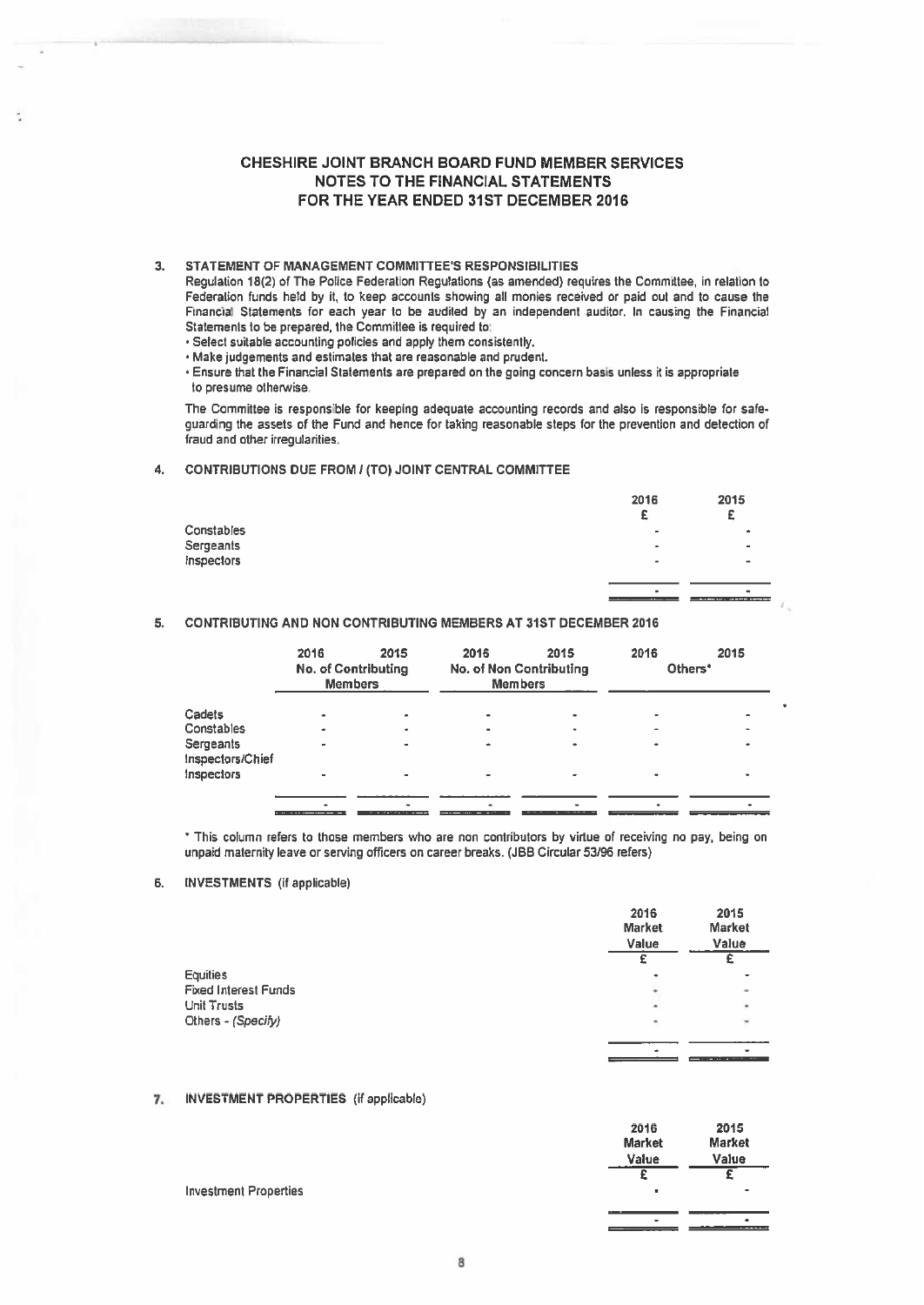# CHESHIRE JOINT BRANCH BOARD FUND MEMBER SERVICES
## NOTES TO THE FINANCIAL STATEMENTS
## FOR THE YEAR ENDED 31ST DECEMBER 2016

### 3. STATEMENT OF MANAGEMENT COMMITTEE'S RESPONSIBILITIES

Regulation 18(2) of The Police Federation Regulations (as amended) requires the Committee, in relation to Federation funds held by it, to keep accounts showing all monies received or paid out and to cause the Financial Statements for each year to be audited by an independent auditor. In causing the Financial Statements to be prepared, the Committee is required to:

- Select suitable accounting policies and apply them consistently.
- Make judgements and estimates that are reasonable and prudent.
- Ensure that the Financial Statements are prepared on the going concern basis unless it is appropriate to presume otherwise.

The Committee is responsible for keeping adequate accounting records and also is responsible for safe-guarding the assets of the Fund and hence for taking reasonable steps for the prevention and detection of fraud and other irregularities.

### 4. CONTRIBUTIONS DUE FROM / (TO) JOINT CENTRAL COMMITTEE

| | 2016 £ | 2015 £ |
|---|---|---|
| Constables | - | - |
| Sergeants | - | - |
| Inspectors | - | - |
| | - | - |

### 5. CONTRIBUTING AND NON CONTRIBUTING MEMBERS AT 31ST DECEMBER 2016

| | 2016 | 2015 | 2016 | 2015 | 2016 | 2015 |
|---|---|---|---|---|---|---|
| | No. of Contributing Members | | No. of Non Contributing Members | | Others* | |
| Cadets | - | - | - | - | - | - |
| Constables | - | - | - | - | - | - |
| Sergeants | - | - | - | - | - | - |
| Inspectors/Chief Inspectors | - | - | - | - | - | - |
| | - | - | - | - | - | - |

\* This column refers to those members who are non contributors by virtue of receiving no pay, being on unpaid maternity leave or serving officers on career breaks. (JBB Circular 53/96 refers)

### 6. INVESTMENTS (if applicable)

| | 2016 Market Value £ | 2015 Market Value £ |
|---|---|---|
| Equities | - | - |
| Fixed Interest Funds | - | - |
| Unit Trusts | - | - |
| Others - *(Specify)* | - | - |
| | - | - |

### 7. INVESTMENT PROPERTIES (if applicable)

| | 2016 Market Value £ | 2015 Market Value £ |
|---|---|---|
| Investment Properties | - | - |
| | - | - |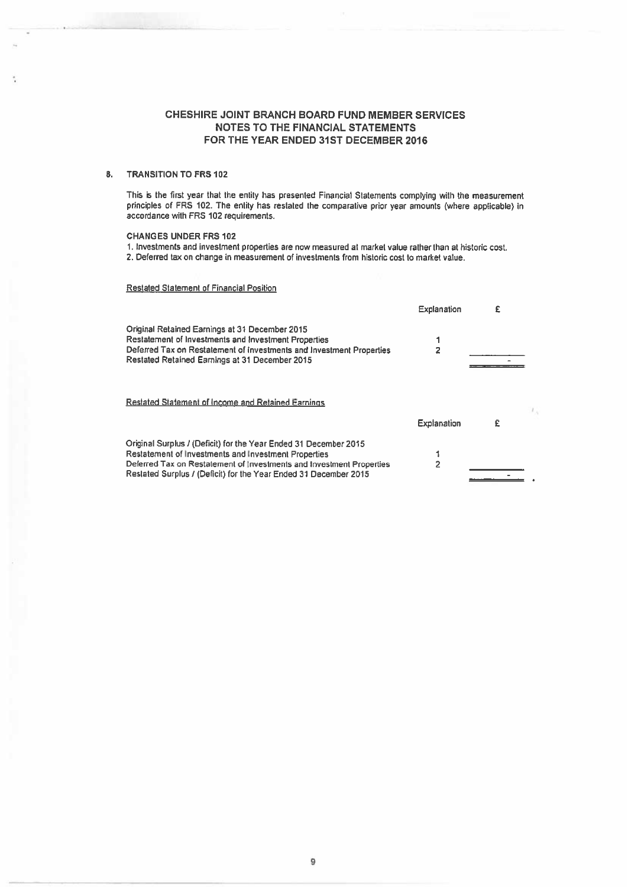# CHESHIRE JOINT BRANCH BOARD FUND MEMBER SERVICES
## NOTES TO THE FINANCIAL STATEMENTS
## FOR THE YEAR ENDED 31ST DECEMBER 2016

### 8. TRANSITION TO FRS 102

This is the first year that the entity has presented Financial Statements complying with the measurement principles of FRS 102. The entity has restated the comparative prior year amounts (where applicable) in accordance with FRS 102 requirements.

**CHANGES UNDER FRS 102**

1. Investments and investment properties are now measured at market value rather than at historic cost.
2. Deferred tax on change in measurement of investments from historic cost to market value.

Restated Statement of Financial Position

| | Explanation | £ |
|---|---|---|
| Original Retained Earnings at 31 December 2015 | | |
| Restatement of Investments and Investment Properties | 1 | |
| Deferred Tax on Restatement of Investments and Investment Properties | 2 | |
| Restated Retained Earnings at 31 December 2015 | | - |

Restated Statement of Income and Retained Earnings

| | Explanation | £ |
|---|---|---|
| Original Surplus / (Deficit) for the Year Ended 31 December 2015 | | |
| Restatement of Investments and Investment Properties | 1 | |
| Deferred Tax on Restatement of Investments and Investment Properties | 2 | |
| Restated Surplus / (Deficit) for the Year Ended 31 December 2015 | | - |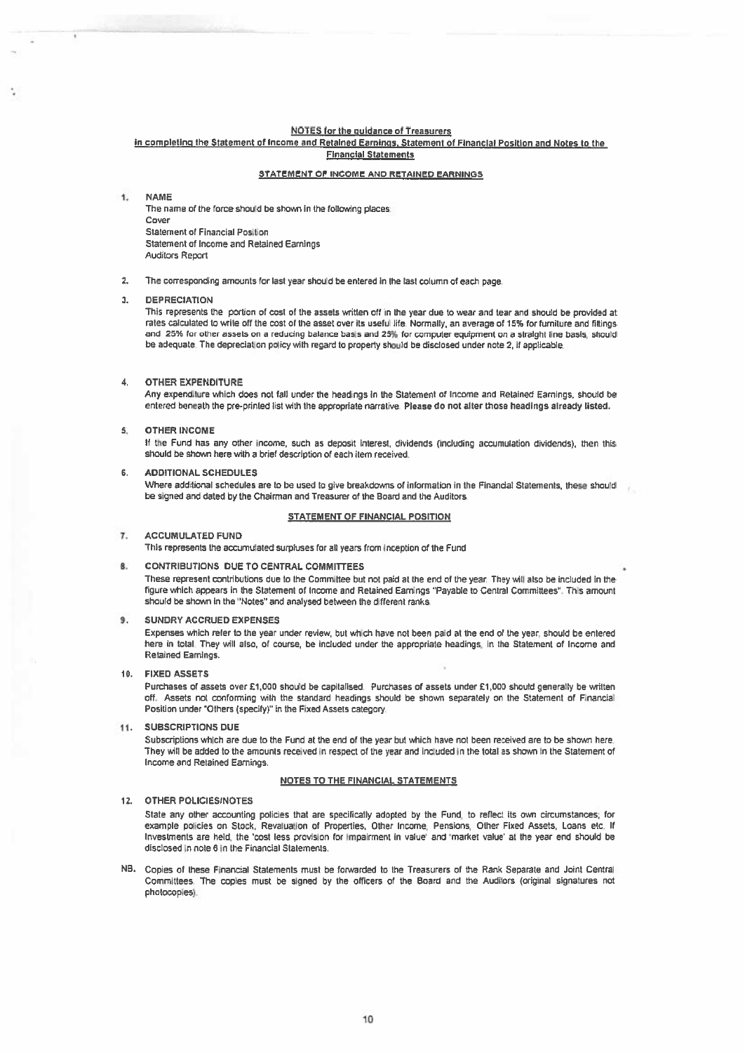## NOTES for the guidance of Treasurers

### in completing the Statement of Income and Retained Earnings, Statement of Financial Position and Notes to the Financial Statements

### STATEMENT OF INCOME AND RETAINED EARNINGS

1. **NAME**

   The name of the force should be shown in the following places:
   Cover
   Statement of Financial Position
   Statement of Income and Retained Earnings
   Auditors Report

2. The corresponding amounts for last year should be entered in the last column of each page.

3. **DEPRECIATION**

   This represents the portion of cost of the assets written off in the year due to wear and tear and should be provided at rates calculated to write off the cost of the asset over its useful life. Normally, an average of 15% for furniture and fittings and 25% for other assets on a reducing balance basis and 25% for computer equipment on a straight line basis, should be adequate. The depreciation policy with regard to property should be disclosed under note 2, if applicable.

4. **OTHER EXPENDITURE**

   Any expenditure which does not fall under the headings in the Statement of Income and Retained Earnings, should be entered beneath the pre-printed list with the appropriate narrative. **Please do not alter those headings already listed.**

5. **OTHER INCOME**

   If the Fund has any other income, such as deposit interest, dividends (including accumulation dividends), then this should be shown here with a brief description of each item received.

6. **ADDITIONAL SCHEDULES**

   Where additional schedules are to be used to give breakdowns of information in the Financial Statements, these should be signed and dated by the Chairman and Treasurer of the Board and the Auditors.

### STATEMENT OF FINANCIAL POSITION

7. **ACCUMULATED FUND**

   This represents the accumulated surpluses for all years from inception of the Fund

8. **CONTRIBUTIONS DUE TO CENTRAL COMMITTEES**

   These represent contributions due to the Committee but not paid at the end of the year. They will also be included in the figure which appears in the Statement of Income and Retained Earnings "Payable to Central Committees". This amount should be shown in the "Notes" and analysed between the different ranks.

9. **SUNDRY ACCRUED EXPENSES**

   Expenses which refer to the year under review, but which have not been paid at the end of the year, should be entered here in total. They will also, of course, be included under the appropriate headings, in the Statement of Income and Retained Earnings.

10. **FIXED ASSETS**

    Purchases of assets over £1,000 should be capitalised. Purchases of assets under £1,000 should generally be written off. Assets not conforming with the standard headings should be shown separately on the Statement of Financial Position under "Others (specify)" in the Fixed Assets category.

11. **SUBSCRIPTIONS DUE**

    Subscriptions which are due to the Fund at the end of the year but which have not been received are to be shown here. They will be added to the amounts received in respect of the year and included in the total as shown in the Statement of Income and Retained Earnings.

### NOTES TO THE FINANCIAL STATEMENTS

12. **OTHER POLICIES/NOTES**

    State any other accounting policies that are specifically adopted by the Fund, to reflect its own circumstances; for example policies on Stock, Revaluation of Properties, Other Income, Pensions, Other Fixed Assets, Loans etc. If investments are held, the 'cost less provision for impairment in value' and 'market value' at the year end should be disclosed in note 6 in the Financial Statements.

NB. Copies of these Financial Statements must be forwarded to the Treasurers of the Rank Separate and Joint Central Committees. The copies must be signed by the officers of the Board and the Auditors (original signatures not photocopies).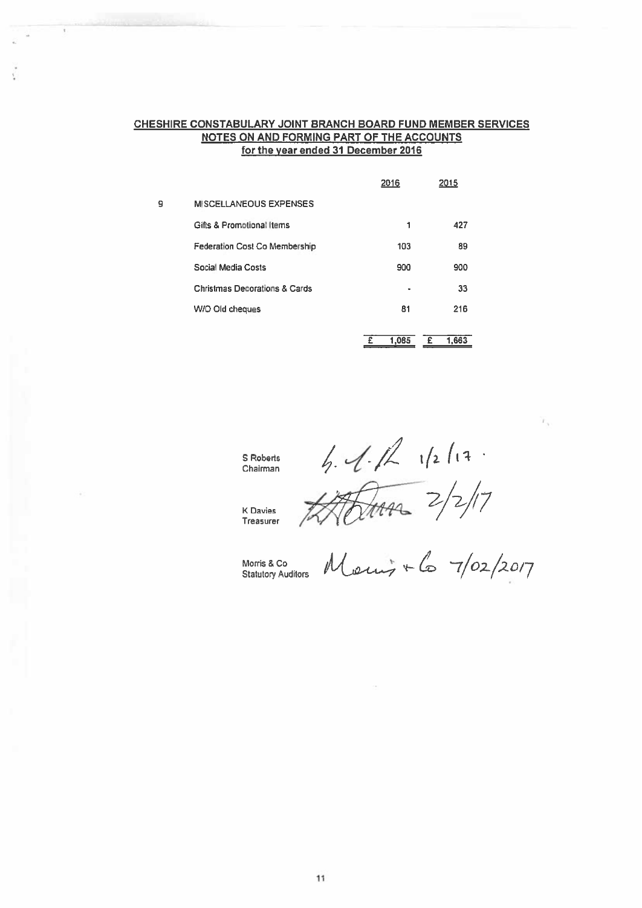**CHESHIRE CONSTABULARY JOINT BRANCH BOARD FUND MEMBER SERVICES**
**NOTES ON AND FORMING PART OF THE ACCOUNTS**
**for the year ended 31 December 2016**

| | | 2016 | 2015 |
|---|---|---|---|
| 9 | MISCELLANEOUS EXPENSES | | |
| | Gifts & Promotional Items | 1 | 427 |
| | Federation Cost Co Membership | 103 | 89 |
| | Social Media Costs | 900 | 900 |
| | Christmas Decorations & Cards | - | 33 |
| | W/O Old cheques | 81 | 216 |
| | | £ 1,085 | £ 1,663 |

S Roberts
Chairman — 1/2/17

K Davies
Treasurer — 2/2/17

Morris & Co
Statutory Auditors — Morris & Co 7/02/2017